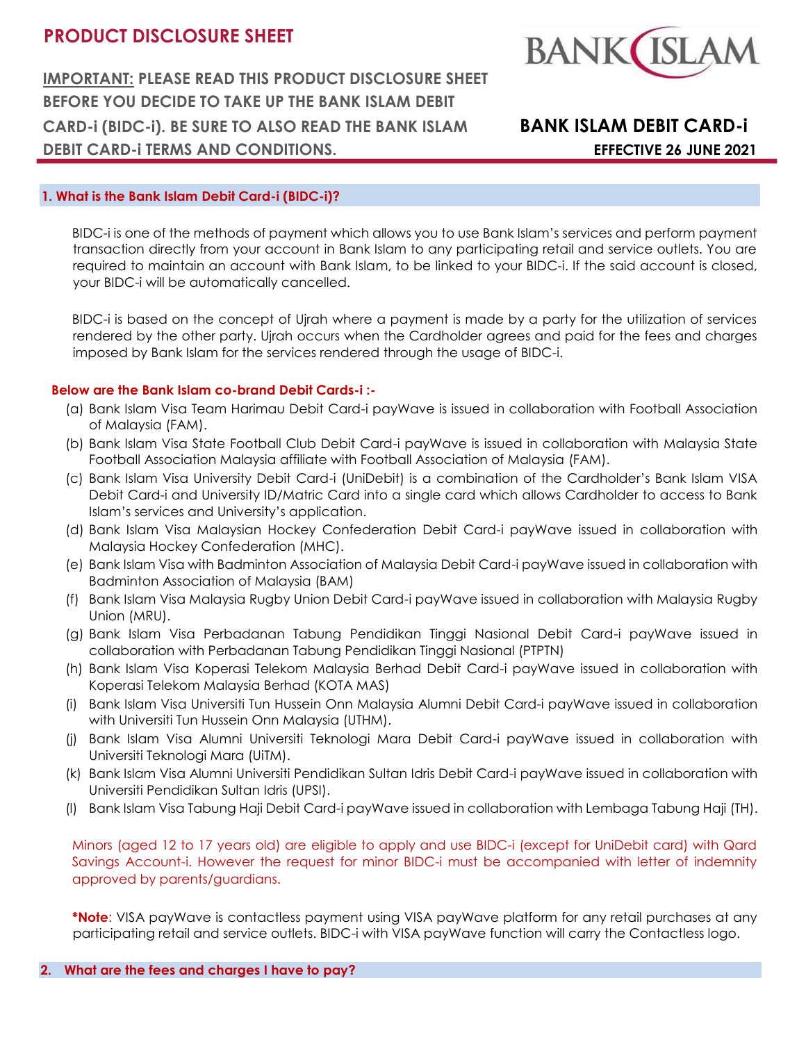# PRODUCT DISCLOSURE SHEET

**IMPORTANT: PLEASE READ THIS PRODUCT DISCLOSURE SHEET BEFORE YOU DECIDE TO TAKE UP THE BANK ISLAM DEBIT CARD-i (BIDC-i). BE SURE TO ALSO READ THE BANK ISLAM DEBIT CARD-i TERMS AND CONDITIONS.**

**BANK ISLAM DEBIT CARD-i**

**EFFECTIVE 26 JUNE 2021**

## 1. What is the Bank Islam Debit Card-i (BIDC-i)?

BIDC-i is one of the methods of payment which allows you to use Bank Islam's services and perform payment transaction directly from your account in Bank Islam to any participating retail and service outlets. You are required to maintain an account with Bank Islam, to be linked to your BIDC-i. If the said account is closed, your BIDC-i will be automatically cancelled.

BIDC-i is based on the concept of Ujrah where a payment is made by a party for the utilization of services rendered by the other party. Ujrah occurs when the Cardholder agrees and paid for the fees and charges imposed by Bank Islam for the services rendered through the usage of BIDC-i.

**Below are the Bank Islam co-brand Debit Cards-i :-**

(a) Bank Islam Visa Team Harimau Debit Card-i payWave is issued in collaboration with Football Association of Malaysia (FAM).
(b) Bank Islam Visa State Football Club Debit Card-i payWave is issued in collaboration with Malaysia State Football Association Malaysia affiliate with Football Association of Malaysia (FAM).
(c) Bank Islam Visa University Debit Card-i (UniDebit) is a combination of the Cardholder's Bank Islam VISA Debit Card-i and University ID/Matric Card into a single card which allows Cardholder to access to Bank Islam's services and University's application.
(d) Bank Islam Visa Malaysian Hockey Confederation Debit Card-i payWave issued in collaboration with Malaysia Hockey Confederation (MHC).
(e) Bank Islam Visa with Badminton Association of Malaysia Debit Card-i payWave issued in collaboration with Badminton Association of Malaysia (BAM)
(f) Bank Islam Visa Malaysia Rugby Union Debit Card-i payWave issued in collaboration with Malaysia Rugby Union (MRU).
(g) Bank Islam Visa Perbadanan Tabung Pendidikan Tinggi Nasional Debit Card-i payWave issued in collaboration with Perbadanan Tabung Pendidikan Tinggi Nasional (PTPTN)
(h) Bank Islam Visa Koperasi Telekom Malaysia Berhad Debit Card-i payWave issued in collaboration with Koperasi Telekom Malaysia Berhad (KOTA MAS)
(i) Bank Islam Visa Universiti Tun Hussein Onn Malaysia Alumni Debit Card-i payWave issued in collaboration with Universiti Tun Hussein Onn Malaysia (UTHM).
(j) Bank Islam Visa Alumni Universiti Teknologi Mara Debit Card-i payWave issued in collaboration with Universiti Teknologi Mara (UiTM).
(k) Bank Islam Visa Alumni Universiti Pendidikan Sultan Idris Debit Card-i payWave issued in collaboration with Universiti Pendidikan Sultan Idris (UPSI).
(l) Bank Islam Visa Tabung Haji Debit Card-i payWave issued in collaboration with Lembaga Tabung Haji (TH).

Minors (aged 12 to 17 years old) are eligible to apply and use BIDC-i (except for UniDebit card) with Qard Savings Account-i. However the request for minor BIDC-i must be accompanied with letter of indemnity approved by parents/guardians.

***Note**: VISA payWave is contactless payment using VISA payWave platform for any retail purchases at any participating retail and service outlets. BIDC-i with VISA payWave function will carry the Contactless logo.

## 2. What are the fees and charges I have to pay?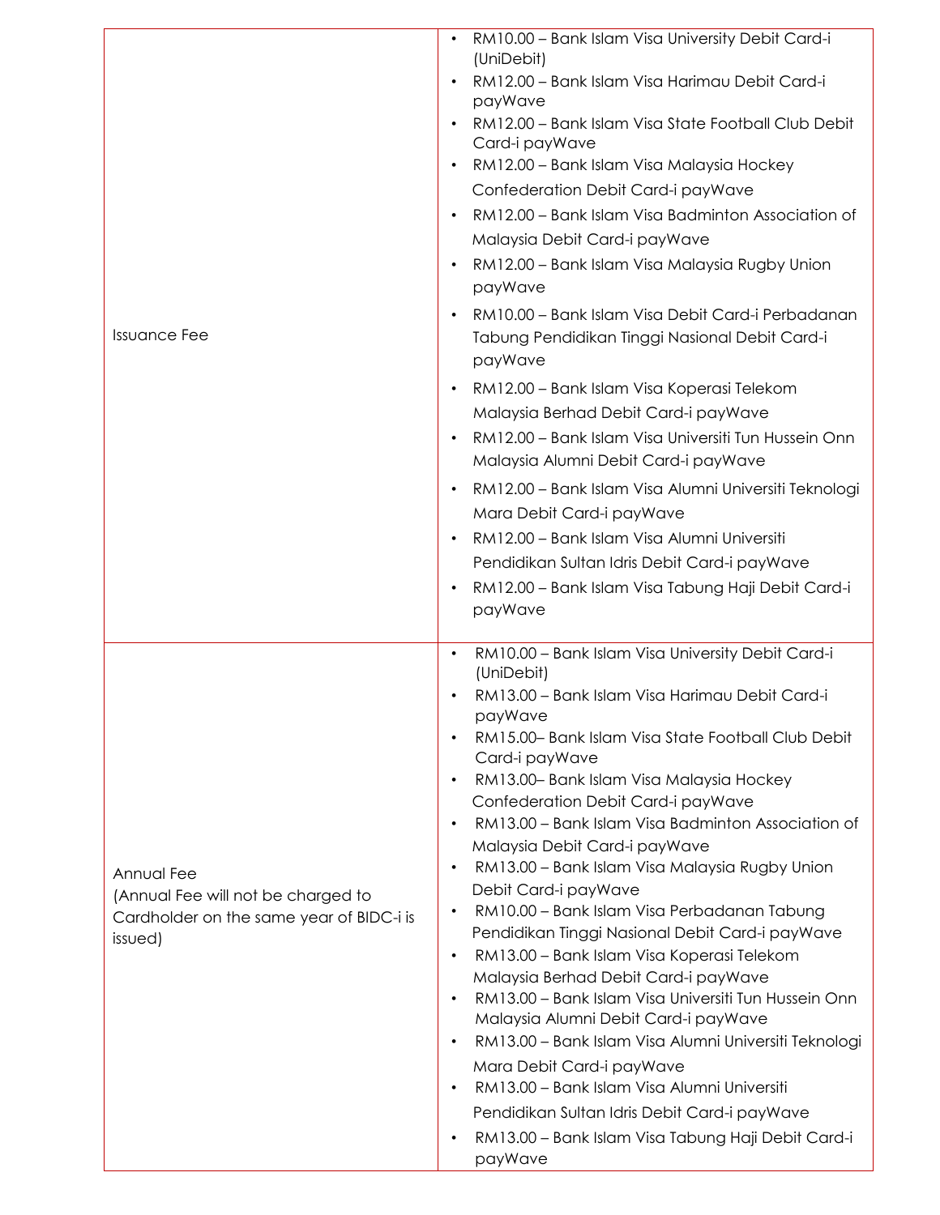| | |
|---|---|
| Issuance Fee | • RM10.00 – Bank Islam Visa University Debit Card-i (UniDebit)<br>• RM12.00 – Bank Islam Visa Harimau Debit Card-i payWave<br>• RM12.00 – Bank Islam Visa State Football Club Debit Card-i payWave<br>• RM12.00 – Bank Islam Visa Malaysia Hockey Confederation Debit Card-i payWave<br>• RM12.00 – Bank Islam Visa Badminton Association of Malaysia Debit Card-i payWave<br>• RM12.00 – Bank Islam Visa Malaysia Rugby Union payWave<br>• RM10.00 – Bank Islam Visa Debit Card-i Perbadanan Tabung Pendidikan Tinggi Nasional Debit Card-i payWave<br>• RM12.00 – Bank Islam Visa Koperasi Telekom Malaysia Berhad Debit Card-i payWave<br>• RM12.00 – Bank Islam Visa Universiti Tun Hussein Onn Malaysia Alumni Debit Card-i payWave<br>• RM12.00 – Bank Islam Visa Alumni Universiti Teknologi Mara Debit Card-i payWave<br>• RM12.00 – Bank Islam Visa Alumni Universiti Pendidikan Sultan Idris Debit Card-i payWave<br>• RM12.00 – Bank Islam Visa Tabung Haji Debit Card-i payWave |
| Annual Fee<br>(Annual Fee will not be charged to Cardholder on the same year of BIDC-i is issued) | • RM10.00 – Bank Islam Visa University Debit Card-i (UniDebit)<br>• RM13.00 – Bank Islam Visa Harimau Debit Card-i payWave<br>• RM15.00– Bank Islam Visa State Football Club Debit Card-i payWave<br>• RM13.00– Bank Islam Visa Malaysia Hockey Confederation Debit Card-i payWave<br>• RM13.00 – Bank Islam Visa Badminton Association of Malaysia Debit Card-i payWave<br>• RM13.00 – Bank Islam Visa Malaysia Rugby Union Debit Card-i payWave<br>• RM10.00 – Bank Islam Visa Perbadanan Tabung Pendidikan Tinggi Nasional Debit Card-i payWave<br>• RM13.00 – Bank Islam Visa Koperasi Telekom Malaysia Berhad Debit Card-i payWave<br>• RM13.00 – Bank Islam Visa Universiti Tun Hussein Onn Malaysia Alumni Debit Card-i payWave<br>• RM13.00 – Bank Islam Visa Alumni Universiti Teknologi Mara Debit Card-i payWave<br>• RM13.00 – Bank Islam Visa Alumni Universiti Pendidikan Sultan Idris Debit Card-i payWave<br>• RM13.00 – Bank Islam Visa Tabung Haji Debit Card-i payWave |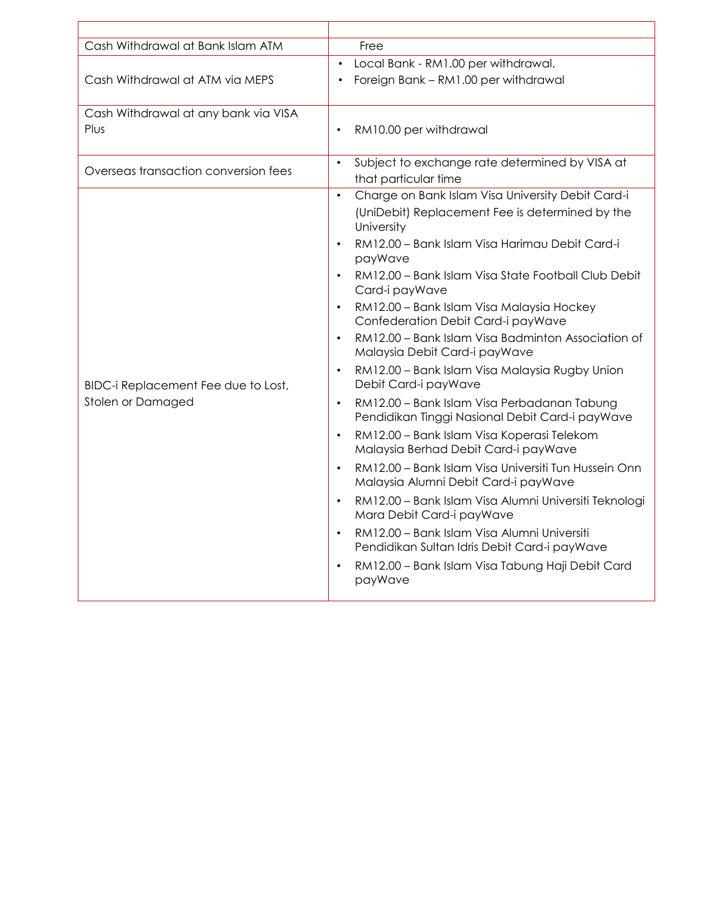| | |
|---|---|
| Cash Withdrawal at Bank Islam ATM | Free |
| Cash Withdrawal at ATM via MEPS | • Local Bank - RM1.00 per withdrawal.<br>• Foreign Bank – RM1.00 per withdrawal |
| Cash Withdrawal at any bank via VISA Plus | • RM10.00 per withdrawal |
| Overseas transaction conversion fees | • Subject to exchange rate determined by VISA at that particular time |
| BIDC-i Replacement Fee due to Lost, Stolen or Damaged | • Charge on Bank Islam Visa University Debit Card-i (UniDebit) Replacement Fee is determined by the University<br>• RM12.00 – Bank Islam Visa Harimau Debit Card-i payWave<br>• RM12.00 – Bank Islam Visa State Football Club Debit Card-i payWave<br>• RM12.00 – Bank Islam Visa Malaysia Hockey Confederation Debit Card-i payWave<br>• RM12.00 – Bank Islam Visa Badminton Association of Malaysia Debit Card-i payWave<br>• RM12.00 – Bank Islam Visa Malaysia Rugby Union Debit Card-i payWave<br>• RM12.00 – Bank Islam Visa Perbadanan Tabung Pendidikan Tinggi Nasional Debit Card-i payWave<br>• RM12.00 – Bank Islam Visa Koperasi Telekom Malaysia Berhad Debit Card-i payWave<br>• RM12.00 – Bank Islam Visa Universiti Tun Hussein Onn Malaysia Alumni Debit Card-i payWave<br>• RM12.00 – Bank Islam Visa Alumni Universiti Teknologi Mara Debit Card-i payWave<br>• RM12.00 – Bank Islam Visa Alumni Universiti Pendidikan Sultan Idris Debit Card-i payWave<br>• RM12.00 – Bank Islam Visa Tabung Haji Debit Card payWave |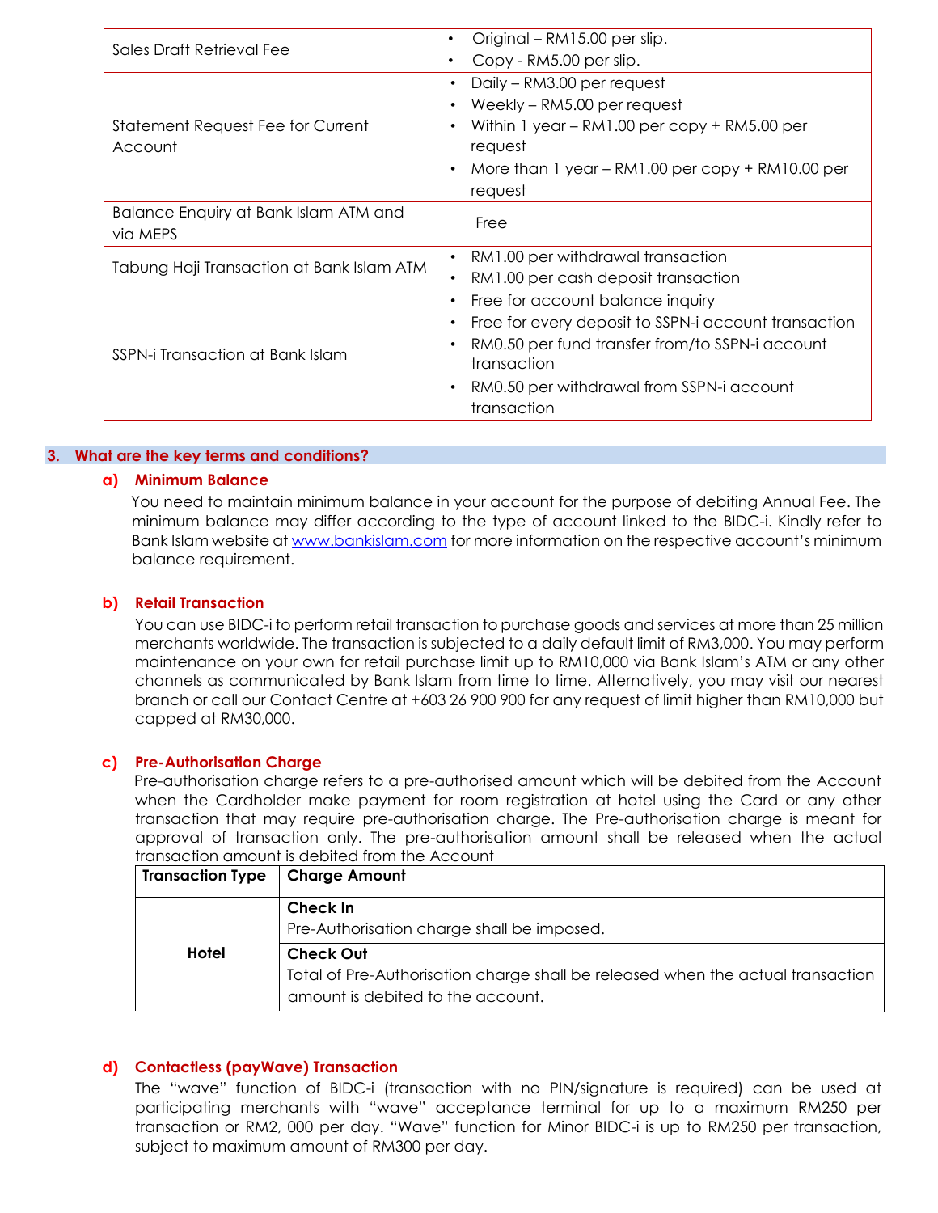| | |
|---|---|
| Sales Draft Retrieval Fee | • Original – RM15.00 per slip.<br>• Copy - RM5.00 per slip. |
| Statement Request Fee for Current Account | • Daily – RM3.00 per request<br>• Weekly – RM5.00 per request<br>• Within 1 year – RM1.00 per copy + RM5.00 per request<br>• More than 1 year – RM1.00 per copy + RM10.00 per request |
| Balance Enquiry at Bank Islam ATM and via MEPS | Free |
| Tabung Haji Transaction at Bank Islam ATM | • RM1.00 per withdrawal transaction<br>• RM1.00 per cash deposit transaction |
| SSPN-i Transaction at Bank Islam | • Free for account balance inquiry<br>• Free for every deposit to SSPN-i account transaction<br>• RM0.50 per fund transfer from/to SSPN-i account transaction<br>• RM0.50 per withdrawal from SSPN-i account transaction |

## 3. What are the key terms and conditions?

### a) Minimum Balance

You need to maintain minimum balance in your account for the purpose of debiting Annual Fee. The minimum balance may differ according to the type of account linked to the BIDC-i. Kindly refer to Bank Islam website at www.bankislam.com for more information on the respective account's minimum balance requirement.

### b) Retail Transaction

You can use BIDC-i to perform retail transaction to purchase goods and services at more than 25 million merchants worldwide. The transaction is subjected to a daily default limit of RM3,000. You may perform maintenance on your own for retail purchase limit up to RM10,000 via Bank Islam's ATM or any other channels as communicated by Bank Islam from time to time. Alternatively, you may visit our nearest branch or call our Contact Centre at +603 26 900 900 for any request of limit higher than RM10,000 but capped at RM30,000.

### c) Pre-Authorisation Charge

Pre-authorisation charge refers to a pre-authorised amount which will be debited from the Account when the Cardholder make payment for room registration at hotel using the Card or any other transaction that may require pre-authorisation charge. The Pre-authorisation charge is meant for approval of transaction only. The pre-authorisation amount shall be released when the actual transaction amount is debited from the Account

| Transaction Type | Charge Amount |
|---|---|
| Hotel | **Check In**<br>Pre-Authorisation charge shall be imposed. |
| | **Check Out**<br>Total of Pre-Authorisation charge shall be released when the actual transaction amount is debited to the account. |

### d) Contactless (payWave) Transaction

The "wave" function of BIDC-i (transaction with no PIN/signature is required) can be used at participating merchants with "wave" acceptance terminal for up to a maximum RM250 per transaction or RM2, 000 per day. "Wave" function for Minor BIDC-i is up to RM250 per transaction, subject to maximum amount of RM300 per day.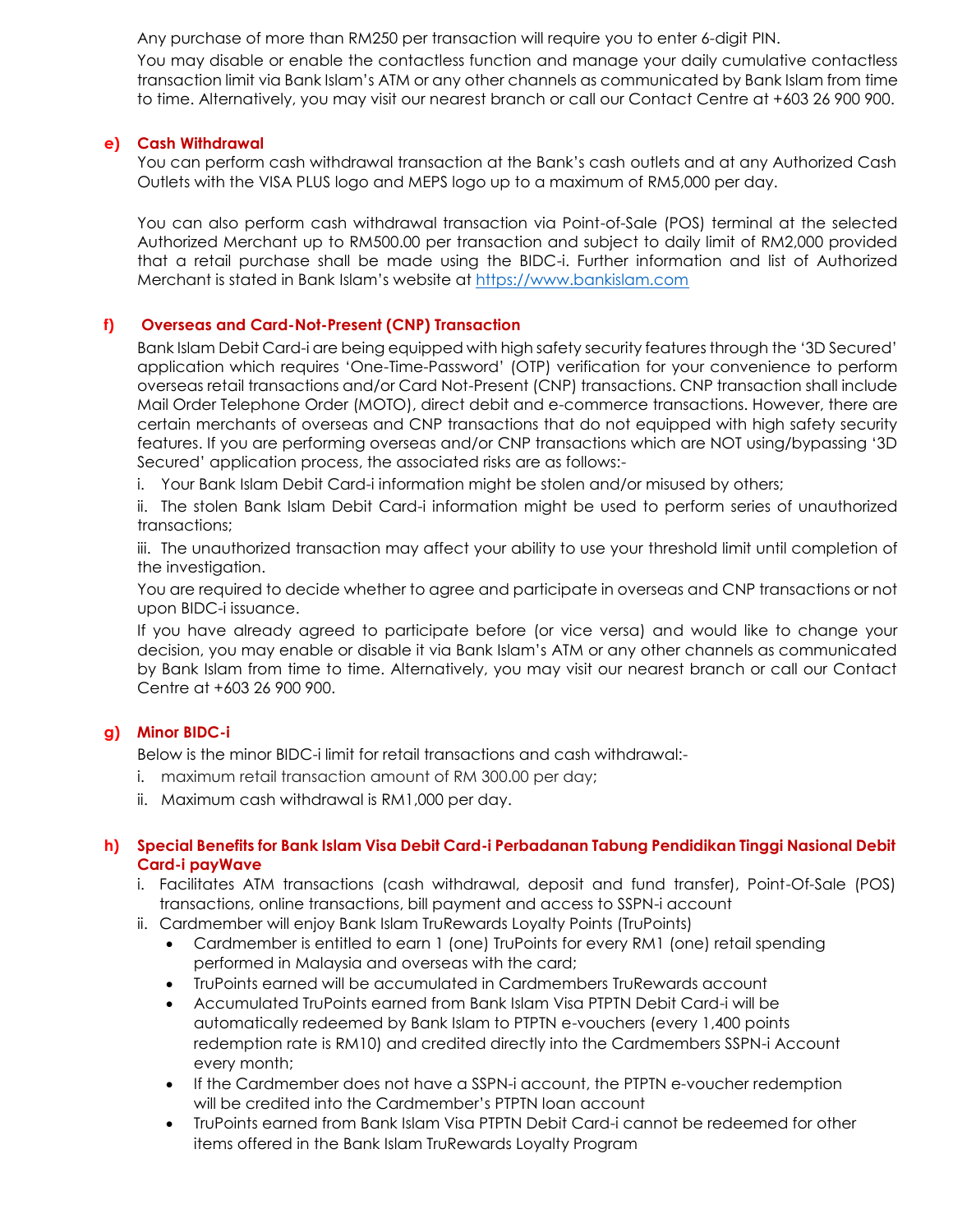Any purchase of more than RM250 per transaction will require you to enter 6-digit PIN.

You may disable or enable the contactless function and manage your daily cumulative contactless transaction limit via Bank Islam's ATM or any other channels as communicated by Bank Islam from time to time. Alternatively, you may visit our nearest branch or call our Contact Centre at +603 26 900 900.

**e) Cash Withdrawal**

You can perform cash withdrawal transaction at the Bank's cash outlets and at any Authorized Cash Outlets with the VISA PLUS logo and MEPS logo up to a maximum of RM5,000 per day.

You can also perform cash withdrawal transaction via Point-of-Sale (POS) terminal at the selected Authorized Merchant up to RM500.00 per transaction and subject to daily limit of RM2,000 provided that a retail purchase shall be made using the BIDC-i. Further information and list of Authorized Merchant is stated in Bank Islam's website at https://www.bankislam.com

**f) Overseas and Card-Not-Present (CNP) Transaction**

Bank Islam Debit Card-i are being equipped with high safety security features through the '3D Secured' application which requires 'One-Time-Password' (OTP) verification for your convenience to perform overseas retail transactions and/or Card Not-Present (CNP) transactions. CNP transaction shall include Mail Order Telephone Order (MOTO), direct debit and e-commerce transactions. However, there are certain merchants of overseas and CNP transactions that do not equipped with high safety security features. If you are performing overseas and/or CNP transactions which are NOT using/bypassing '3D Secured' application process, the associated risks are as follows:-

i. Your Bank Islam Debit Card-i information might be stolen and/or misused by others;

ii. The stolen Bank Islam Debit Card-i information might be used to perform series of unauthorized transactions;

iii. The unauthorized transaction may affect your ability to use your threshold limit until completion of the investigation.

You are required to decide whether to agree and participate in overseas and CNP transactions or not upon BIDC-i issuance.

If you have already agreed to participate before (or vice versa) and would like to change your decision, you may enable or disable it via Bank Islam's ATM or any other channels as communicated by Bank Islam from time to time. Alternatively, you may visit our nearest branch or call our Contact Centre at +603 26 900 900.

**g) Minor BIDC-i**

Below is the minor BIDC-i limit for retail transactions and cash withdrawal:-

i. maximum retail transaction amount of RM 300.00 per day;

ii. Maximum cash withdrawal is RM1,000 per day.

**h) Special Benefits for Bank Islam Visa Debit Card-i Perbadanan Tabung Pendidikan Tinggi Nasional Debit Card-i payWave**

i. Facilitates ATM transactions (cash withdrawal, deposit and fund transfer), Point-Of-Sale (POS) transactions, online transactions, bill payment and access to SSPN-i account

ii. Cardmember will enjoy Bank Islam TruRewards Loyalty Points (TruPoints)
   - Cardmember is entitled to earn 1 (one) TruPoints for every RM1 (one) retail spending performed in Malaysia and overseas with the card;
   - TruPoints earned will be accumulated in Cardmembers TruRewards account
   - Accumulated TruPoints earned from Bank Islam Visa PTPTN Debit Card-i will be automatically redeemed by Bank Islam to PTPTN e-vouchers (every 1,400 points redemption rate is RM10) and credited directly into the Cardmembers SSPN-i Account every month;
   - If the Cardmember does not have a SSPN-i account, the PTPTN e-voucher redemption will be credited into the Cardmember's PTPTN loan account
   - TruPoints earned from Bank Islam Visa PTPTN Debit Card-i cannot be redeemed for other items offered in the Bank Islam TruRewards Loyalty Program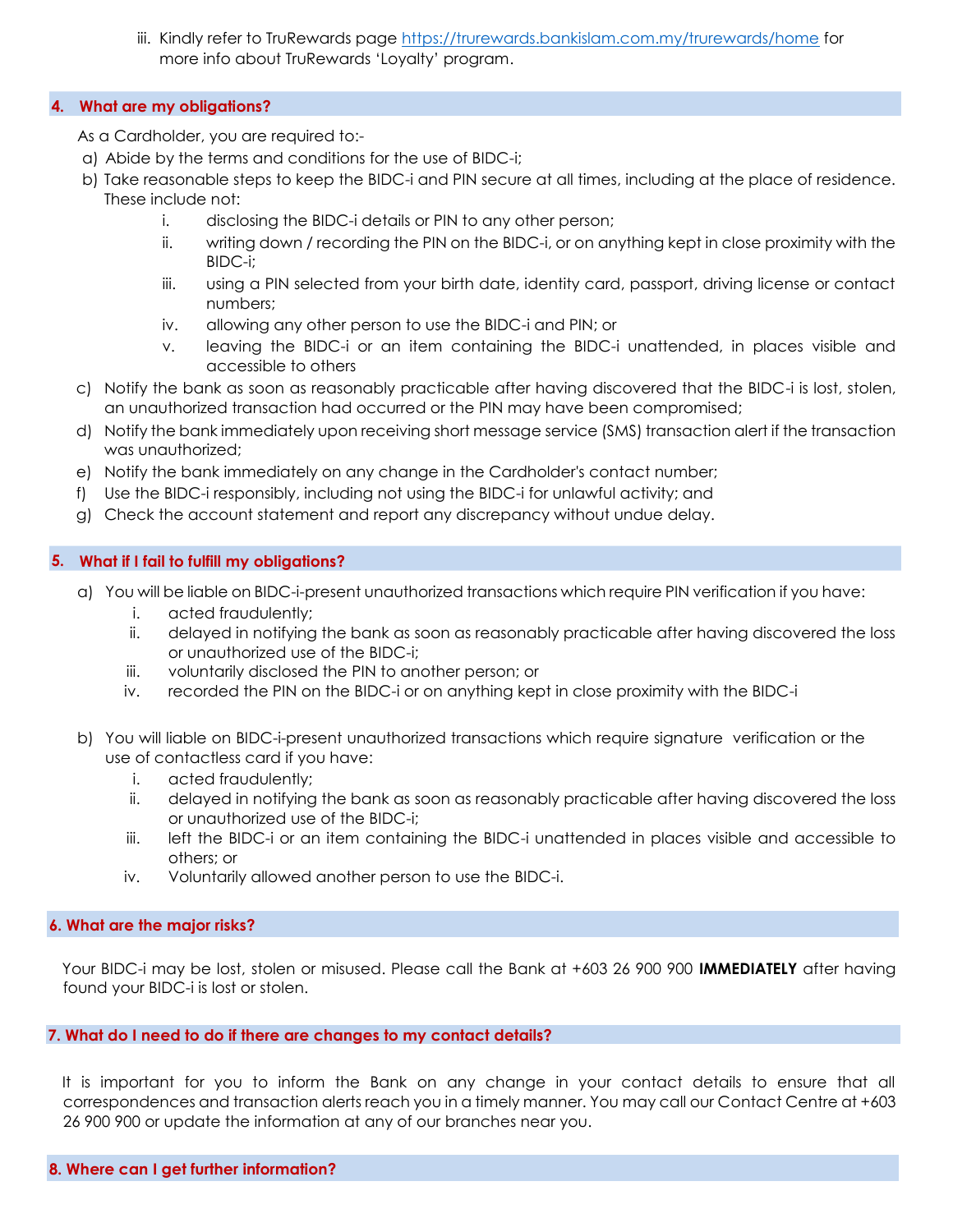iii. Kindly refer to TruRewards page https://trurewards.bankislam.com.my/trurewards/home for more info about TruRewards 'Loyalty' program.

## 4. What are my obligations?

As a Cardholder, you are required to:-

a) Abide by the terms and conditions for the use of BIDC-i;
b) Take reasonable steps to keep the BIDC-i and PIN secure at all times, including at the place of residence. These include not:
   i. disclosing the BIDC-i details or PIN to any other person;
   ii. writing down / recording the PIN on the BIDC-i, or on anything kept in close proximity with the BIDC-i;
   iii. using a PIN selected from your birth date, identity card, passport, driving license or contact numbers;
   iv. allowing any other person to use the BIDC-i and PIN; or
   v. leaving the BIDC-i or an item containing the BIDC-i unattended, in places visible and accessible to others
c) Notify the bank as soon as reasonably practicable after having discovered that the BIDC-i is lost, stolen, an unauthorized transaction had occurred or the PIN may have been compromised;
d) Notify the bank immediately upon receiving short message service (SMS) transaction alert if the transaction was unauthorized;
e) Notify the bank immediately on any change in the Cardholder's contact number;
f) Use the BIDC-i responsibly, including not using the BIDC-i for unlawful activity; and
g) Check the account statement and report any discrepancy without undue delay.

## 5. What if I fail to fulfill my obligations?

a) You will be liable on BIDC-i-present unauthorized transactions which require PIN verification if you have:
   i. acted fraudulently;
   ii. delayed in notifying the bank as soon as reasonably practicable after having discovered the loss or unauthorized use of the BIDC-i;
   iii. voluntarily disclosed the PIN to another person; or
   iv. recorded the PIN on the BIDC-i or on anything kept in close proximity with the BIDC-i

b) You will liable on BIDC-i-present unauthorized transactions which require signature verification or the use of contactless card if you have:
   i. acted fraudulently;
   ii. delayed in notifying the bank as soon as reasonably practicable after having discovered the loss or unauthorized use of the BIDC-i;
   iii. left the BIDC-i or an item containing the BIDC-i unattended in places visible and accessible to others; or
   iv. Voluntarily allowed another person to use the BIDC-i.

## 6. What are the major risks?

Your BIDC-i may be lost, stolen or misused. Please call the Bank at +603 26 900 900 **IMMEDIATELY** after having found your BIDC-i is lost or stolen.

## 7. What do I need to do if there are changes to my contact details?

It is important for you to inform the Bank on any change in your contact details to ensure that all correspondences and transaction alerts reach you in a timely manner. You may call our Contact Centre at +603 26 900 900 or update the information at any of our branches near you.

## 8. Where can I get further information?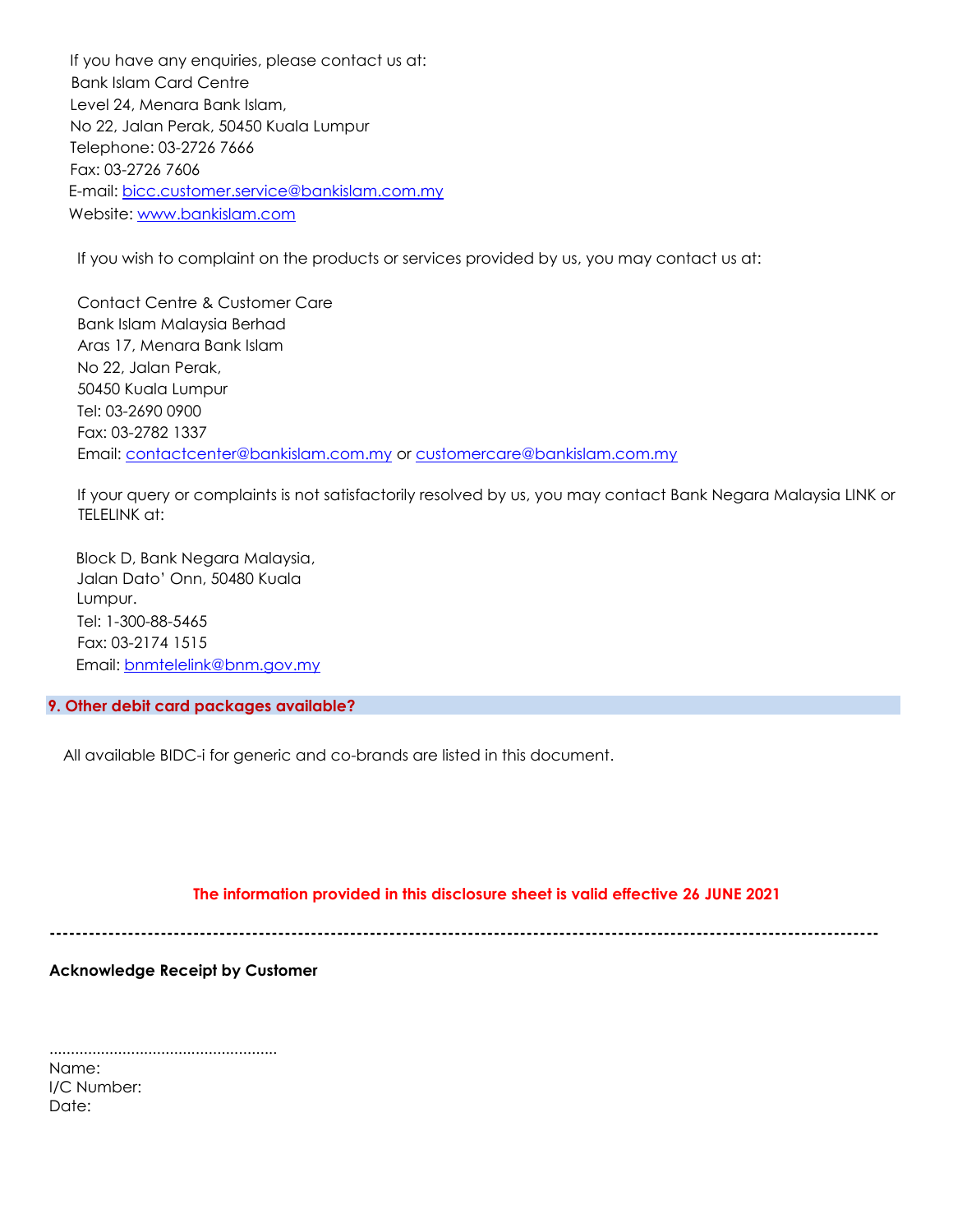If you have any enquiries, please contact us at:
Bank Islam Card Centre
Level 24, Menara Bank Islam,
No 22, Jalan Perak, 50450 Kuala Lumpur
Telephone: 03-2726 7666
Fax: 03-2726 7606
E-mail: bicc.customer.service@bankislam.com.my
Website: www.bankislam.com

If you wish to complaint on the products or services provided by us, you may contact us at:

Contact Centre & Customer Care
Bank Islam Malaysia Berhad
Aras 17, Menara Bank Islam
No 22, Jalan Perak,
50450 Kuala Lumpur
Tel: 03-2690 0900
Fax: 03-2782 1337
Email: contactcenter@bankislam.com.my or customercare@bankislam.com.my

If your query or complaints is not satisfactorily resolved by us, you may contact Bank Negara Malaysia LINK or TELELINK at:

Block D, Bank Negara Malaysia,
Jalan Dato' Onn, 50480 Kuala
Lumpur.
Tel: 1-300-88-5465
Fax: 03-2174 1515
Email: bnmtelelink@bnm.gov.my

## 9. Other debit card packages available?

All available BIDC-i for generic and co-brands are listed in this document.

**The information provided in this disclosure sheet is valid effective 26 JUNE 2021**

---

**Acknowledge Receipt by Customer**

....................................................
Name:
I/C Number:
Date: